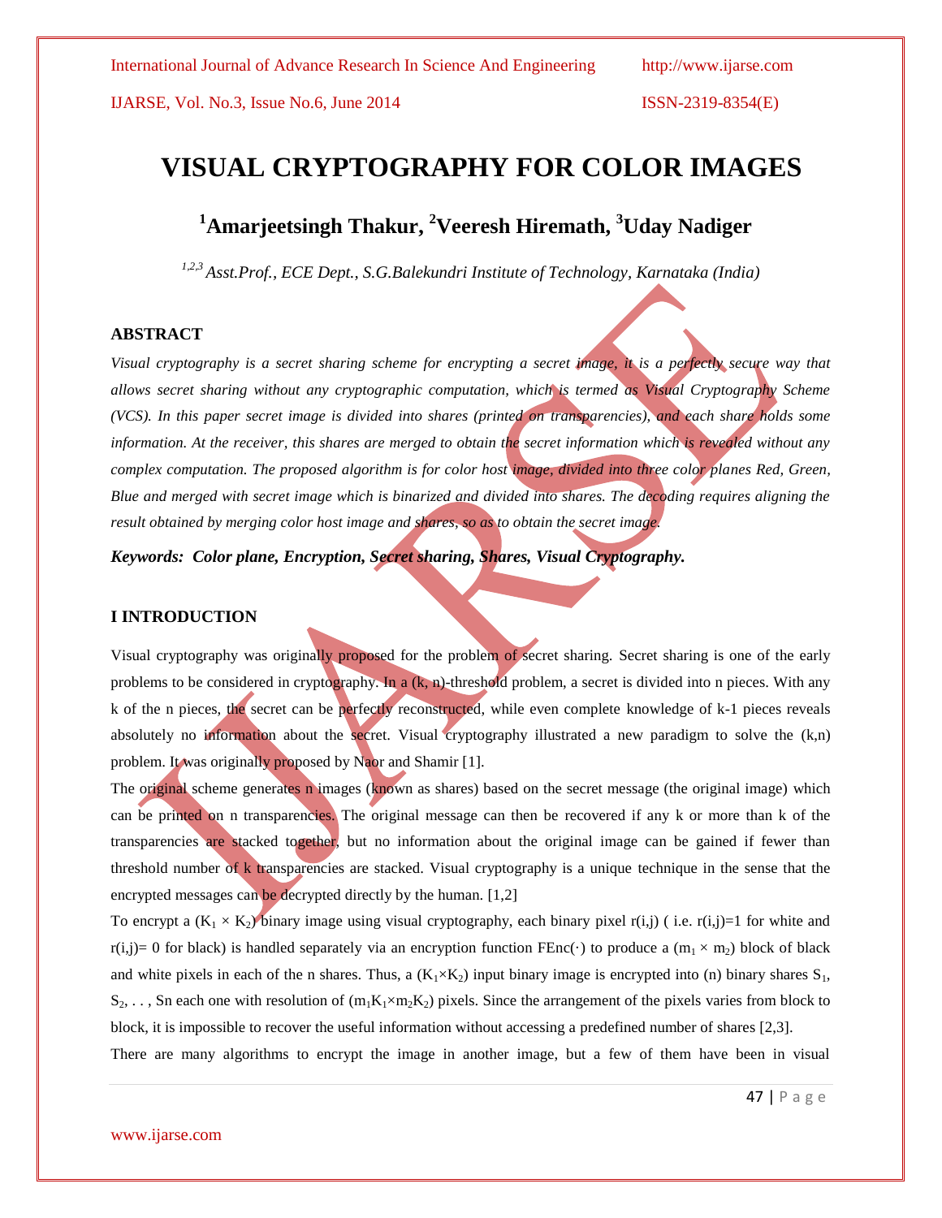# VISUAL CRYPTOGRAPHY FOR COLOR IMAGES

## [1]Amarjeetsingh Thakur, [2]Veeresh Hiremath, [3]Uday Nadiger

*[1,2,3] Asst.Prof., ECE Dept., S.G.Balekundri Institute of Technology, Karnataka (India)*

### ABSTRACT

*Visual cryptography is a secret sharing scheme for encrypting a secret image, it is a perfectly secure way that allows secret sharing without any cryptographic computation, which is termed as Visual Cryptography Scheme (VCS). In this paper secret image is divided into shares (printed on transparencies), and each share holds some information. At the receiver, this shares are merged to obtain the secret information which is revealed without any complex computation. The proposed algorithm is for color host image, divided into three color planes Red, Green, Blue and merged with secret image which is binarized and divided into shares. The decoding requires aligning the result obtained by merging color host image and shares, so as to obtain the secret image.*

***Keywords: Color plane, Encryption, Secret sharing, Shares, Visual Cryptography.***

### I INTRODUCTION

Visual cryptography was originally proposed for the problem of secret sharing. Secret sharing is one of the early problems to be considered in cryptography. In a (k, n)-threshold problem, a secret is divided into n pieces. With any k of the n pieces, the secret can be perfectly reconstructed, while even complete knowledge of k-1 pieces reveals absolutely no information about the secret. Visual cryptography illustrated a new paradigm to solve the (k,n) problem. It was originally proposed by Naor and Shamir [1].

The original scheme generates n images (known as shares) based on the secret message (the original image) which can be printed on n transparencies. The original message can then be recovered if any k or more than k of the transparencies are stacked together, but no information about the original image can be gained if fewer than threshold number of k transparencies are stacked. Visual cryptography is a unique technique in the sense that the encrypted messages can be decrypted directly by the human. [1,2]

To encrypt a $(K_1 \times K_2)$ binary image using visual cryptography, each binary pixel r(i,j) ( i.e. r(i,j)=1 for white and r(i,j)= 0 for black) is handled separately via an encryption function FEnc(·) to produce a $(m_1 \times m_2)$ block of black and white pixels in each of the n shares. Thus, a $(K_1 \times K_2)$ input binary image is encrypted into (n) binary shares $S_1$, $S_2$, . . , Sn each one with resolution of $(m_1K_1 \times m_2K_2)$ pixels. Since the arrangement of the pixels varies from block to block, it is impossible to recover the useful information without accessing a predefined number of shares [2,3].

There are many algorithms to encrypt the image in another image, but a few of them have been in visual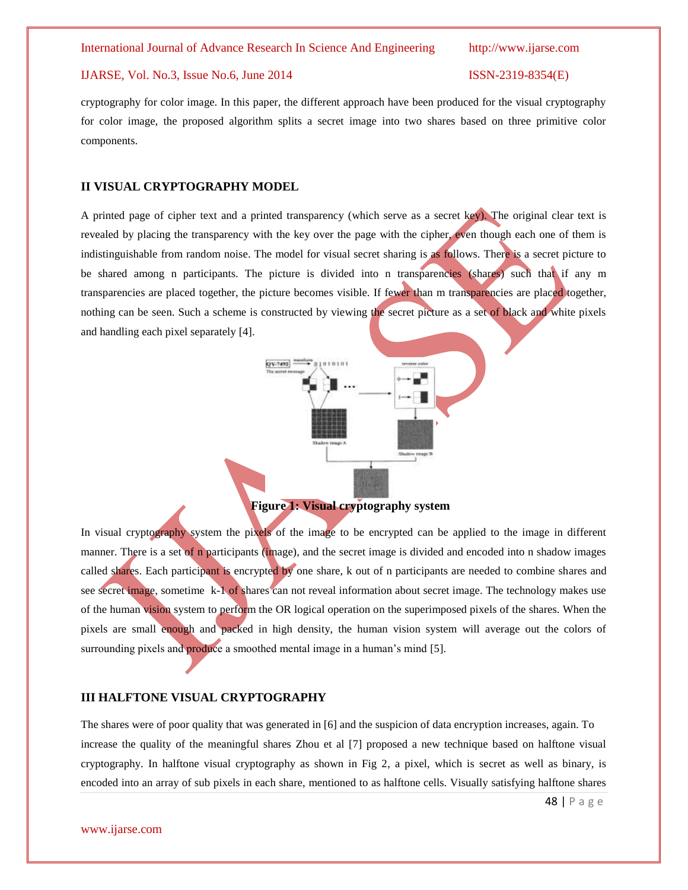cryptography for color image. In this paper, the different approach have been produced for the visual cryptography for color image, the proposed algorithm splits a secret image into two shares based on three primitive color components.

## II VISUAL CRYPTOGRAPHY MODEL

A printed page of cipher text and a printed transparency (which serve as a secret key). The original clear text is revealed by placing the transparency with the key over the page with the cipher, even though each one of them is indistinguishable from random noise. The model for visual secret sharing is as follows. There is a secret picture to be shared among n participants. The picture is divided into n transparencies (shares) such that if any m transparencies are placed together, the picture becomes visible. If fewer than m transparencies are placed together, nothing can be seen. Such a scheme is constructed by viewing the secret picture as a set of black and white pixels and handling each pixel separately [4].

**Figure 1: Visual cryptography system**

In visual cryptography system the pixels of the image to be encrypted can be applied to the image in different manner. There is a set of n participants (image), and the secret image is divided and encoded into n shadow images called shares. Each participant is encrypted by one share, k out of n participants are needed to combine shares and see secret image, sometime k-1 of shares can not reveal information about secret image. The technology makes use of the human vision system to perform the OR logical operation on the superimposed pixels of the shares. When the pixels are small enough and packed in high density, the human vision system will average out the colors of surrounding pixels and produce a smoothed mental image in a human's mind [5].

## III HALFTONE VISUAL CRYPTOGRAPHY

The shares were of poor quality that was generated in [6] and the suspicion of data encryption increases, again. To increase the quality of the meaningful shares Zhou et al [7] proposed a new technique based on halftone visual cryptography. In halftone visual cryptography as shown in Fig 2, a pixel, which is secret as well as binary, is encoded into an array of sub pixels in each share, mentioned to as halftone cells. Visually satisfying halftone shares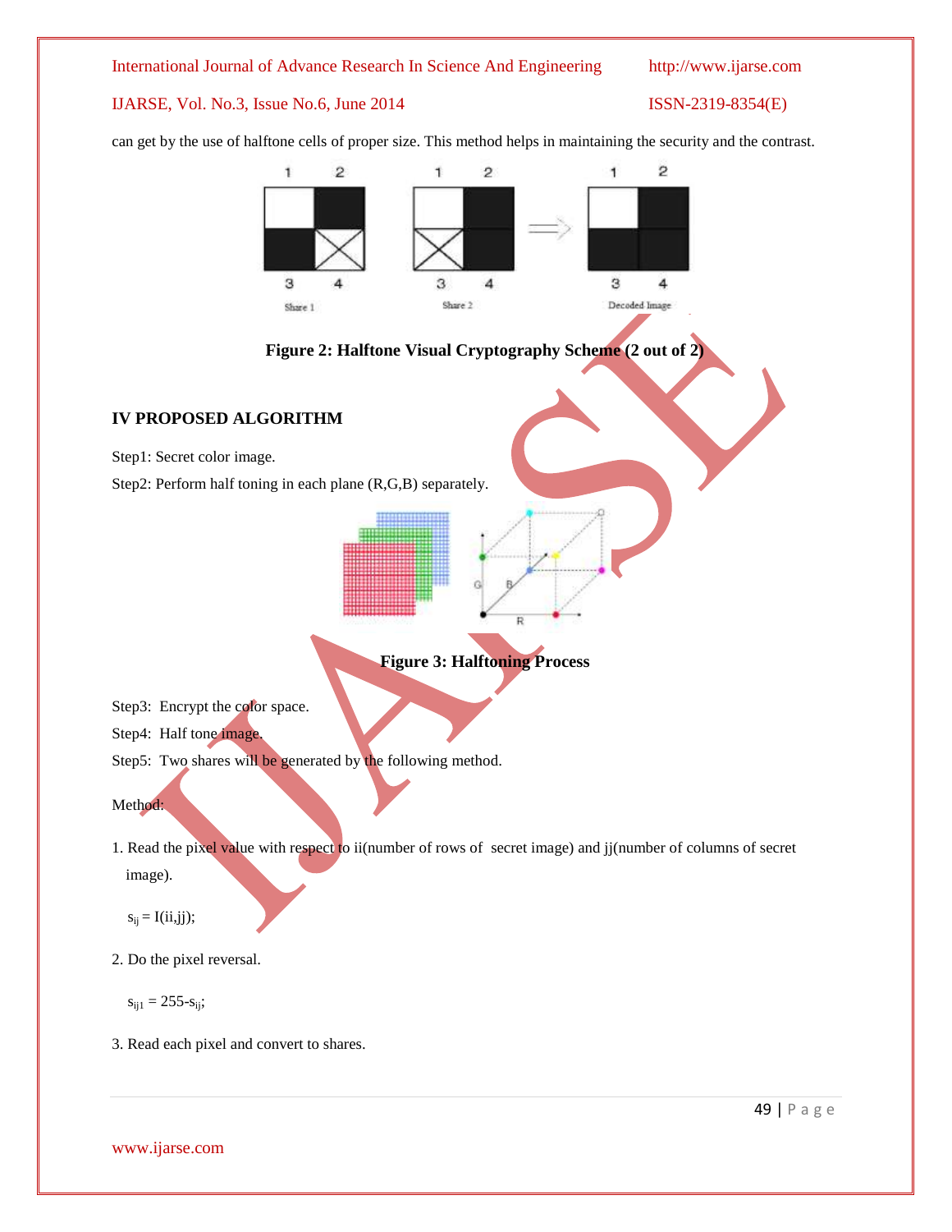can get by the use of halftone cells of proper size. This method helps in maintaining the security and the contrast.

**Figure 2: Halftone Visual Cryptography Scheme (2 out of 2)**

## IV PROPOSED ALGORITHM

Step1: Secret color image.

Step2: Perform half toning in each plane (R,G,B) separately.

**Figure 3: Halftoning Process**

Step3: Encrypt the color space.

Step4: Half tone image.

Step5: Two shares will be generated by the following method.

Method:

1. Read the pixel value with respect to ii(number of rows of secret image) and jj(number of columns of secret image).

   $s_{ij} = I(ii,jj);$

2. Do the pixel reversal.

   $s_{ij1} = 255 - s_{ij};$

3. Read each pixel and convert to shares.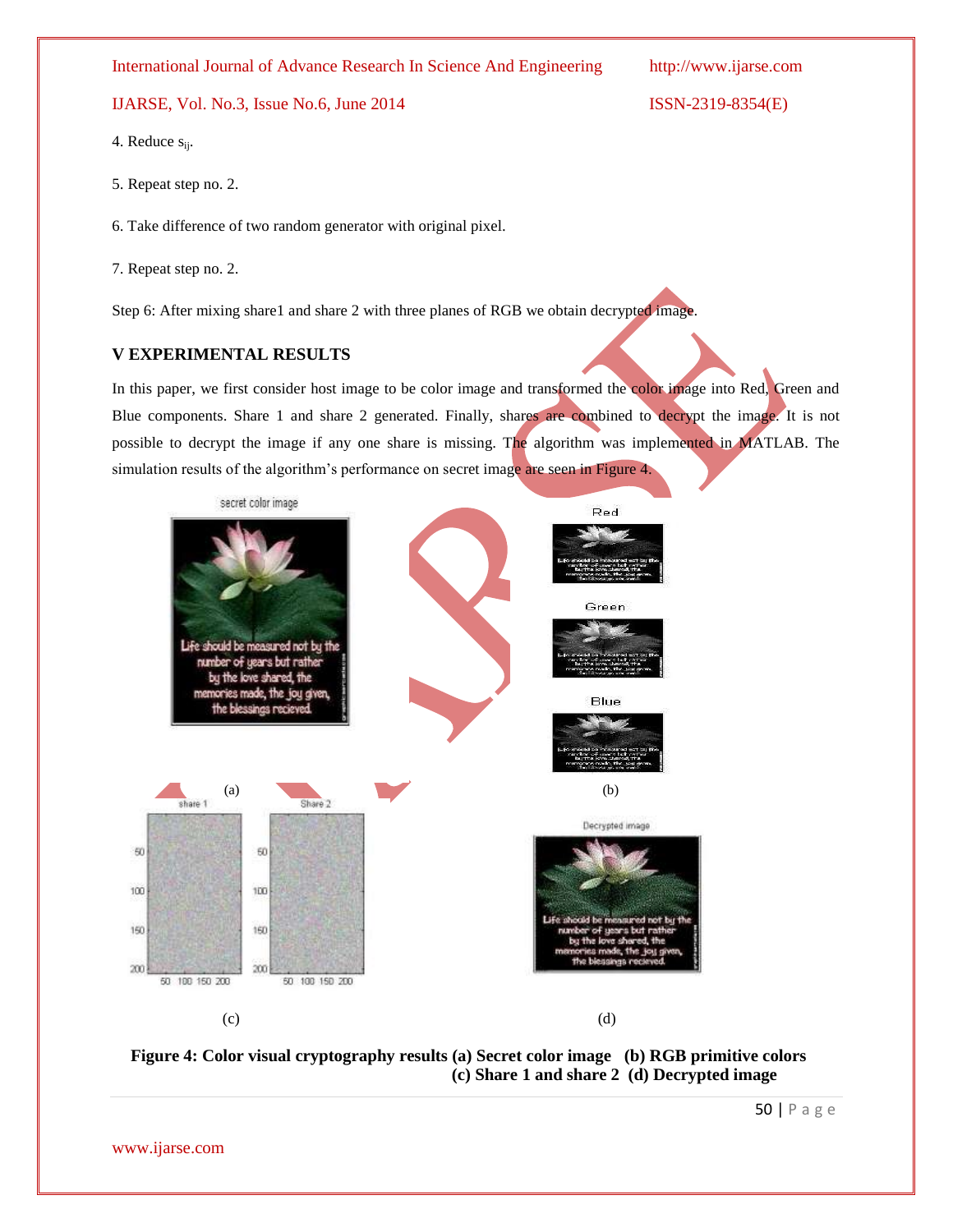4. Reduce $s_{ij}$.

5. Repeat step no. 2.

6. Take difference of two random generator with original pixel.

7. Repeat step no. 2.

Step 6: After mixing share1 and share 2 with three planes of RGB we obtain decrypted image.

## V EXPERIMENTAL RESULTS

In this paper, we first consider host image to be color image and transformed the color image into Red, Green and Blue components. Share 1 and share 2 generated. Finally, shares are combined to decrypt the image. It is not possible to decrypt the image if any one share is missing. The algorithm was implemented in MATLAB. The simulation results of the algorithm's performance on secret image are seen in Figure 4.

(a) (b)

(c) (d)

**Figure 4: Color visual cryptography results (a) Secret color image (b) RGB primitive colors (c) Share 1 and share 2 (d) Decrypted image**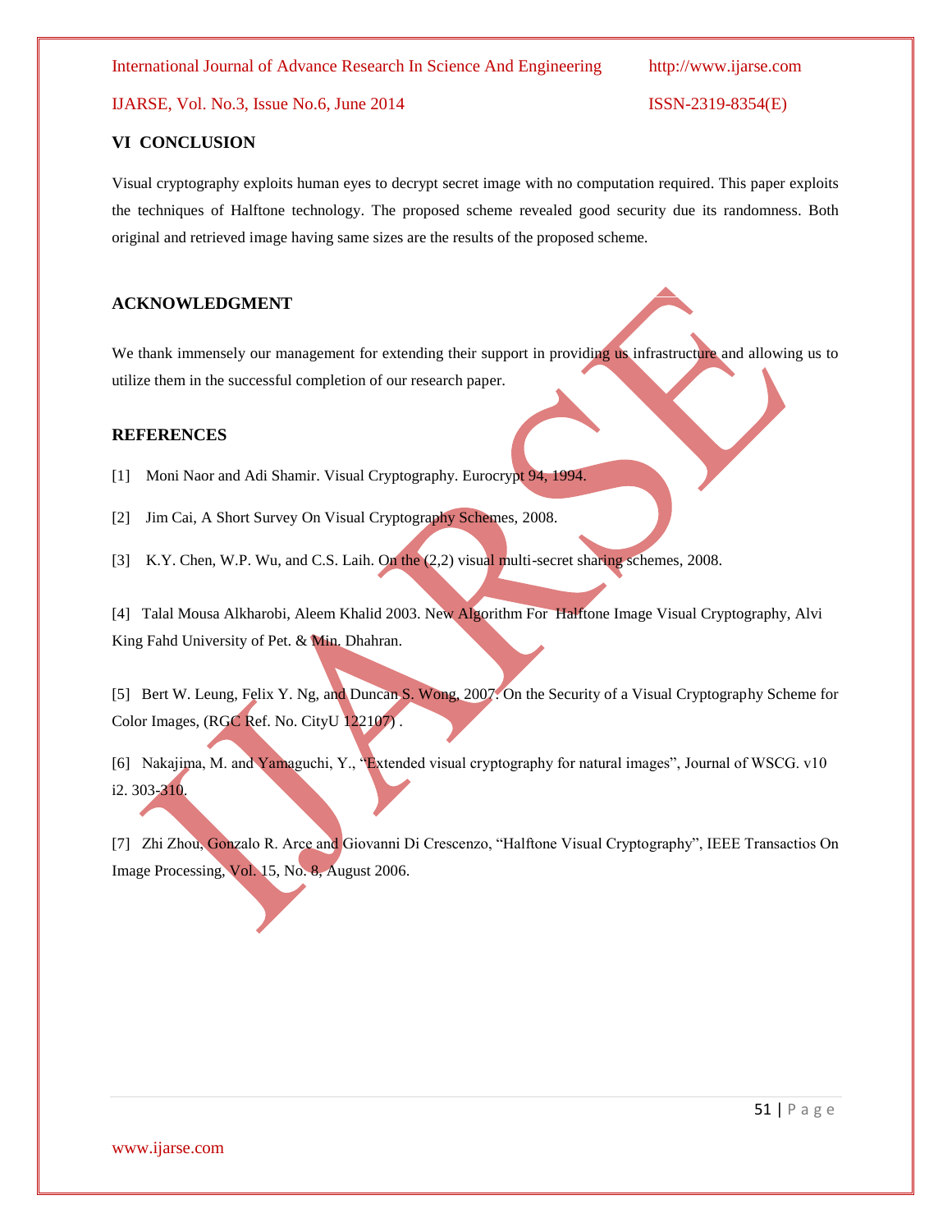## VI CONCLUSION

Visual cryptography exploits human eyes to decrypt secret image with no computation required. This paper exploits the techniques of Halftone technology. The proposed scheme revealed good security due its randomness. Both original and retrieved image having same sizes are the results of the proposed scheme.

## ACKNOWLEDGMENT

We thank immensely our management for extending their support in providing us infrastructure and allowing us to utilize them in the successful completion of our research paper.

## REFERENCES

[1] Moni Naor and Adi Shamir. Visual Cryptography. Eurocrypt 94, 1994.

[2] Jim Cai, A Short Survey On Visual Cryptography Schemes, 2008.

[3] K.Y. Chen, W.P. Wu, and C.S. Laih. On the (2,2) visual multi-secret sharing schemes, 2008.

[4] Talal Mousa Alkharobi, Aleem Khalid 2003. New Algorithm For Halftone Image Visual Cryptography, Alvi King Fahd University of Pet. & Min. Dhahran.

[5] Bert W. Leung, Felix Y. Ng, and Duncan S. Wong, 2007. On the Security of a Visual Cryptography Scheme for Color Images, (RGC Ref. No. CityU 122107) .

[6] Nakajima, M. and Yamaguchi, Y., "Extended visual cryptography for natural images", Journal of WSCG. v10 i2. 303-310.

[7] Zhi Zhou, Gonzalo R. Arce and Giovanni Di Crescenzo, "Halftone Visual Cryptography", IEEE Transactios On Image Processing, Vol. 15, No. 8, August 2006.